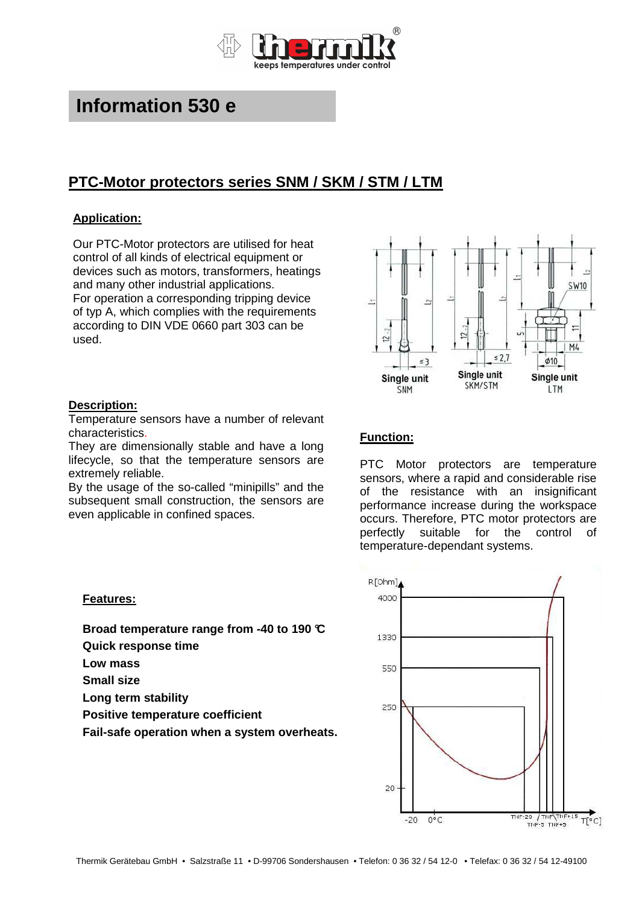# Information 530 e

## PTC-Motor protectors series SNM / SKM / STM / LTM

### Application:

Our PTC-Motor protectors are utilised for heat control of all kinds of electrical equipment or devices such as motors, transformers, heatings and many other industrial applications.
For operation a corresponding tripping device of typ A, which complies with the requirements according to DIN VDE 0660 part 303 can be used.

Single unit SNM  Single unit SKM/STM  Single unit LTM

### Description:

Temperature sensors have a number of relevant characteristics.
They are dimensionally stable and have a long lifecycle, so that the temperature sensors are extremely reliable.
By the usage of the so-called "minipills" and the subsequent small construction, the sensors are even applicable in confined spaces.

### Function:

PTC Motor protectors are temperature sensors, where a rapid and considerable rise of the resistance with an insignificant performance increase during the workspace occurs. Therefore, PTC motor protectors are perfectly suitable for the control of temperature-dependant systems.

### Features:

**Broad temperature range from -40 to 190 °C**
**Quick response time**
**Low mass**
**Small size**
**Long term stability**
**Positive temperature coefficient**
**Fail-safe operation when a system overheats.**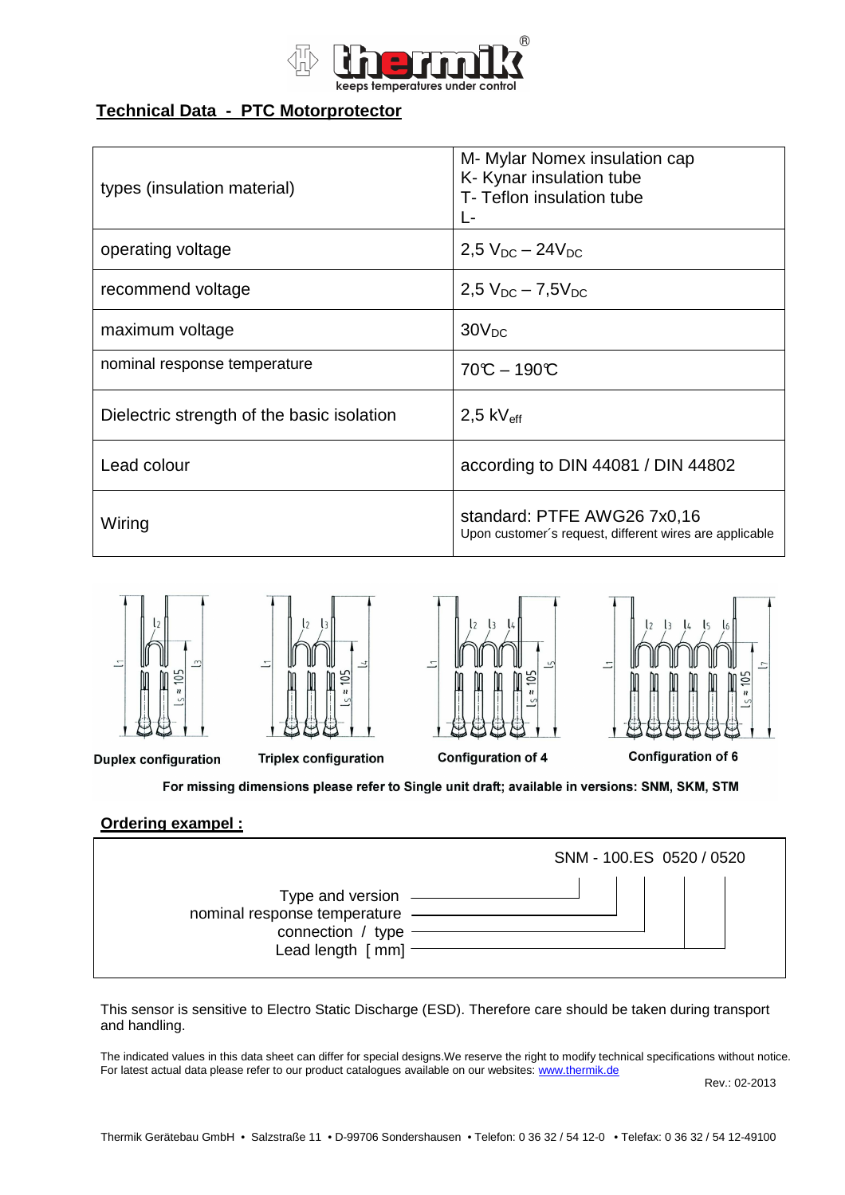## Technical Data - PTC Motorprotector

| | |
|---|---|
| types (insulation material) | M- Mylar Nomex insulation cap<br>K- Kynar insulation tube<br>T- Teflon insulation tube<br>L- |
| operating voltage | 2,5 $V_{DC}$ – 24$V_{DC}$ |
| recommend voltage | 2,5 $V_{DC}$ – 7,5$V_{DC}$ |
| maximum voltage | 30$V_{DC}$ |
| nominal response temperature | 70℃ – 190℃ |
| Dielectric strength of the basic isolation | 2,5 $kV_{eff}$ |
| Lead colour | according to DIN 44081 / DIN 44802 |
| Wiring | standard: PTFE AWG26 7x0,16<br>Upon customer´s request, different wires are applicable |

l1 l2 l3 ls ≈ 105

Duplex configuration

l1 l2 l3 l4 ls ≈ 105

Triplex configuration

l1 l2 l3 l4 l5 ls ≈ 105

Configuration of 4

l1 l2 l3 l4 l5 l6 l7 ls ≈ 105

Configuration of 6

**For missing dimensions please refer to Single unit draft; available in versions: SNM, SKM, STM**

### Ordering exampel :

SNM - 100.ES 0520 / 0520

- Type and version
- nominal response temperature
- connection / type
- Lead length [ mm]

This sensor is sensitive to Electro Static Discharge (ESD). Therefore care should be taken during transport and handling.

The indicated values in this data sheet can differ for special designs.We reserve the right to modify technical specifications without notice. For latest actual data please refer to our product catalogues available on our websites: www.thermik.de

Rev.: 02-2013

Thermik Gerätebau GmbH • Salzstraße 11 • D-99706 Sondershausen • Telefon: 0 36 32 / 54 12-0 • Telefax: 0 36 32 / 54 12-49100